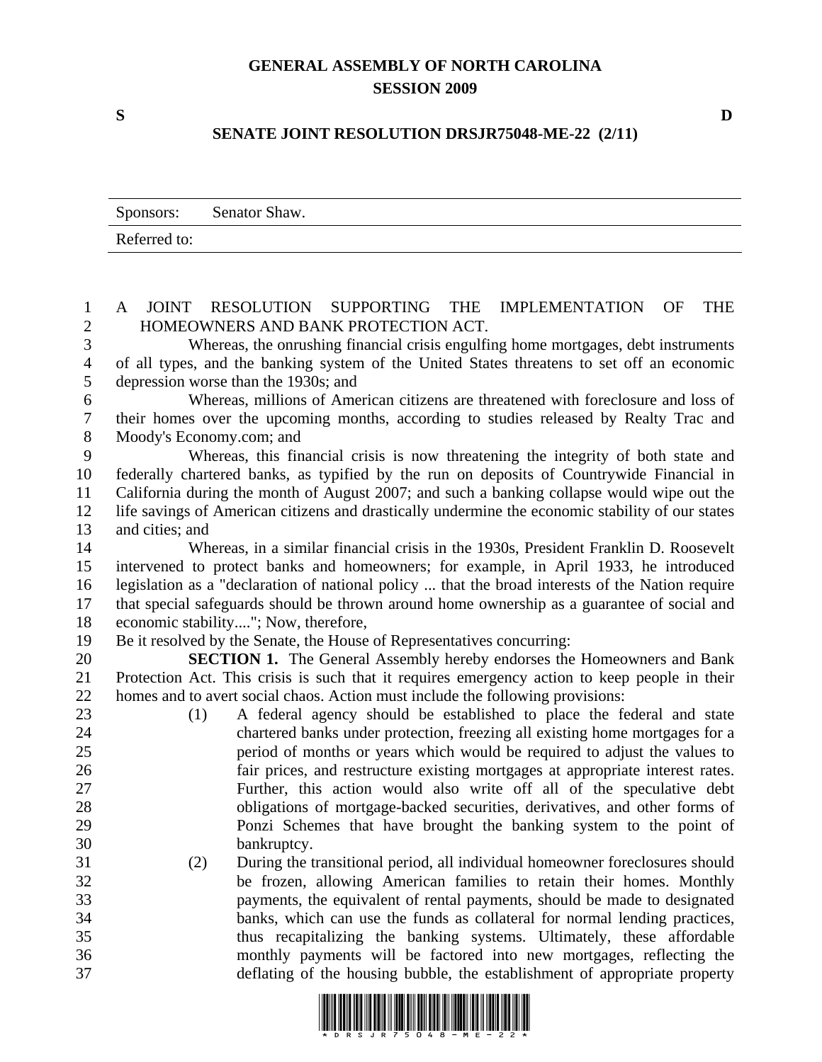# GENERAL ASSEMBLY OF NORTH CAROLINA
## SESSION 2009

S D

## SENATE JOINT RESOLUTION DRSJR75048-ME-22 (2/11)

| Sponsors: | Senator Shaw. |
|---|---|
| Referred to: | |

A JOINT RESOLUTION SUPPORTING THE IMPLEMENTATION OF THE HOMEOWNERS AND BANK PROTECTION ACT.

Whereas, the onrushing financial crisis engulfing home mortgages, debt instruments of all types, and the banking system of the United States threatens to set off an economic depression worse than the 1930s; and

Whereas, millions of American citizens are threatened with foreclosure and loss of their homes over the upcoming months, according to studies released by Realty Trac and Moody's Economy.com; and

Whereas, this financial crisis is now threatening the integrity of both state and federally chartered banks, as typified by the run on deposits of Countrywide Financial in California during the month of August 2007; and such a banking collapse would wipe out the life savings of American citizens and drastically undermine the economic stability of our states and cities; and

Whereas, in a similar financial crisis in the 1930s, President Franklin D. Roosevelt intervened to protect banks and homeowners; for example, in April 1933, he introduced legislation as a "declaration of national policy ... that the broad interests of the Nation require that special safeguards should be thrown around home ownership as a guarantee of social and economic stability...."; Now, therefore,

Be it resolved by the Senate, the House of Representatives concurring:

**SECTION 1.** The General Assembly hereby endorses the Homeowners and Bank Protection Act. This crisis is such that it requires emergency action to keep people in their homes and to avert social chaos. Action must include the following provisions:

(1) A federal agency should be established to place the federal and state chartered banks under protection, freezing all existing home mortgages for a period of months or years which would be required to adjust the values to fair prices, and restructure existing mortgages at appropriate interest rates. Further, this action would also write off all of the speculative debt obligations of mortgage-backed securities, derivatives, and other forms of Ponzi Schemes that have brought the banking system to the point of bankruptcy.

(2) During the transitional period, all individual homeowner foreclosures should be frozen, allowing American families to retain their homes. Monthly payments, the equivalent of rental payments, should be made to designated banks, which can use the funds as collateral for normal lending practices, thus recapitalizing the banking systems. Ultimately, these affordable monthly payments will be factored into new mortgages, reflecting the deflating of the housing bubble, the establishment of appropriate property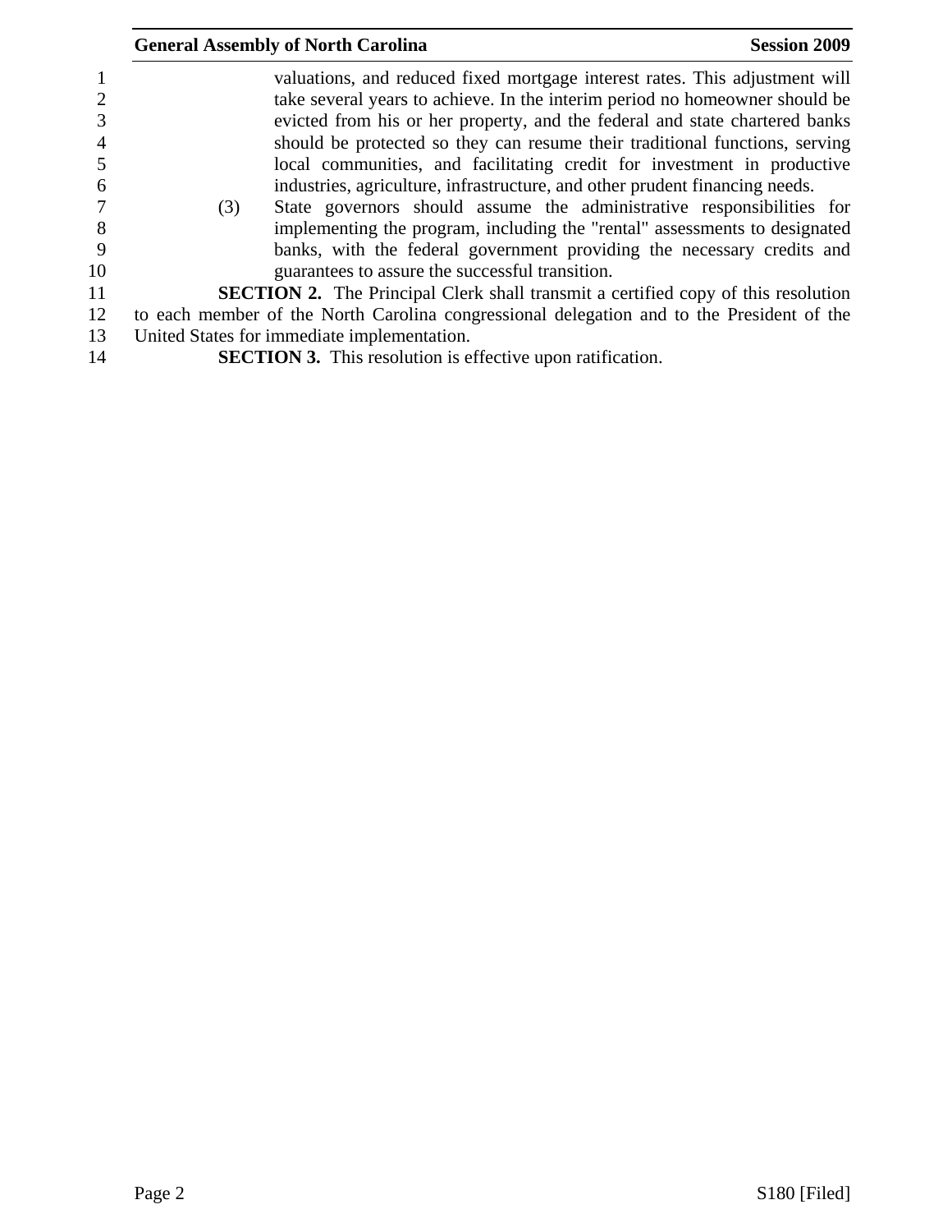valuations, and reduced fixed mortgage interest rates. This adjustment will take several years to achieve. In the interim period no homeowner should be evicted from his or her property, and the federal and state chartered banks should be protected so they can resume their traditional functions, serving local communities, and facilitating credit for investment in productive industries, agriculture, infrastructure, and other prudent financing needs.

(3) State governors should assume the administrative responsibilities for implementing the program, including the "rental" assessments to designated banks, with the federal government providing the necessary credits and guarantees to assure the successful transition.

**SECTION 2.** The Principal Clerk shall transmit a certified copy of this resolution to each member of the North Carolina congressional delegation and to the President of the United States for immediate implementation.

**SECTION 3.** This resolution is effective upon ratification.